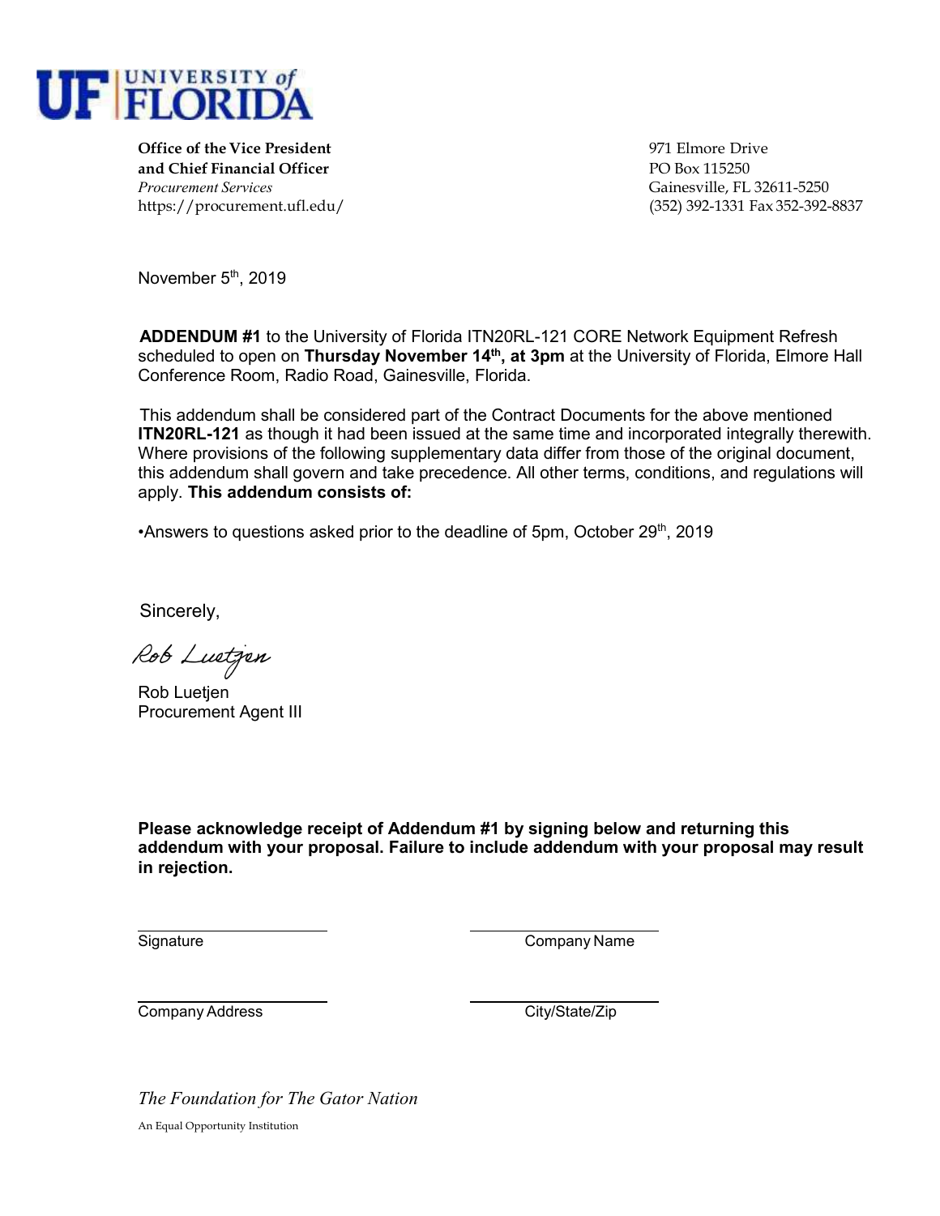UF | UNIVERSITY of FLORIDA

**Office of the Vice President and Chief Financial Officer**
*Procurement Services*
https://procurement.ufl.edu/

971 Elmore Drive
PO Box 115250
Gainesville, FL 32611-5250
(352) 392-1331 Fax 352-392-8837

November 5th, 2019

**ADDENDUM #1** to the University of Florida ITN20RL-121 CORE Network Equipment Refresh scheduled to open on **Thursday November 14th, at 3pm** at the University of Florida, Elmore Hall Conference Room, Radio Road, Gainesville, Florida.

This addendum shall be considered part of the Contract Documents for the above mentioned **ITN20RL-121** as though it had been issued at the same time and incorporated integrally therewith. Where provisions of the following supplementary data differ from those of the original document, this addendum shall govern and take precedence. All other terms, conditions, and regulations will apply. **This addendum consists of:**

•Answers to questions asked prior to the deadline of 5pm, October 29th, 2019

Sincerely,

Rob Luetjen

Rob Luetjen
Procurement Agent III

**Please acknowledge receipt of Addendum #1 by signing below and returning this addendum with your proposal. Failure to include addendum with your proposal may result in rejection.**

______________________ Signature

______________________ Company Name

______________________ Company Address

______________________ City/State/Zip

*The Foundation for The Gator Nation*

An Equal Opportunity Institution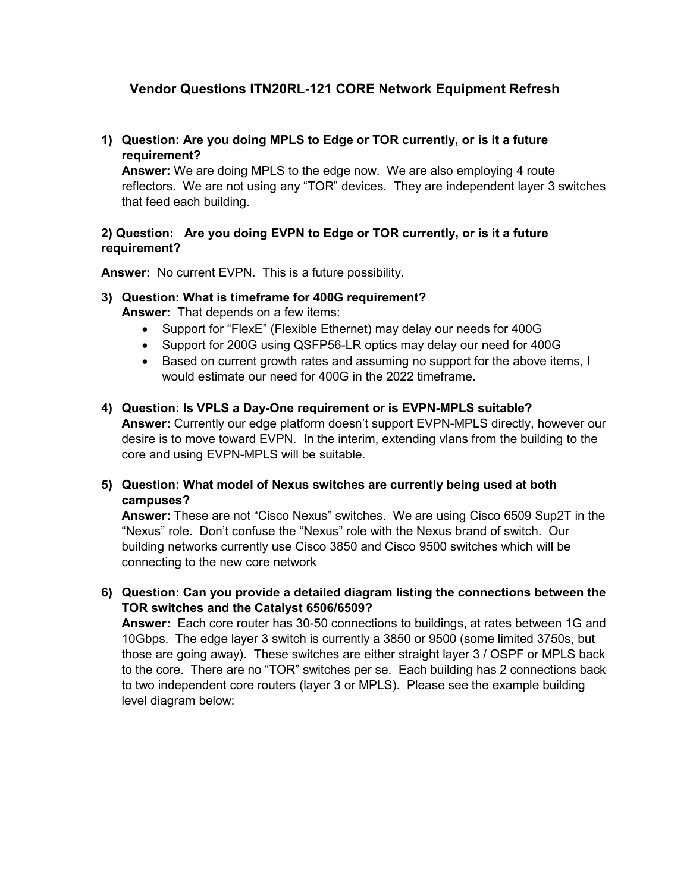## Vendor Questions ITN20RL-121 CORE Network Equipment Refresh

1) **Question: Are you doing MPLS to Edge or TOR currently, or is it a future requirement?**
   **Answer:** We are doing MPLS to the edge now. We are also employing 4 route reflectors. We are not using any "TOR" devices. They are independent layer 3 switches that feed each building.

**2) Question: Are you doing EVPN to Edge or TOR currently, or is it a future requirement?**

**Answer:** No current EVPN. This is a future possibility.

3) **Question: What is timeframe for 400G requirement?**
   **Answer:** That depends on a few items:
   - Support for "FlexE" (Flexible Ethernet) may delay our needs for 400G
   - Support for 200G using QSFP56-LR optics may delay our need for 400G
   - Based on current growth rates and assuming no support for the above items, I would estimate our need for 400G in the 2022 timeframe.

4) **Question: Is VPLS a Day-One requirement or is EVPN-MPLS suitable?**
   **Answer:** Currently our edge platform doesn't support EVPN-MPLS directly, however our desire is to move toward EVPN. In the interim, extending vlans from the building to the core and using EVPN-MPLS will be suitable.

5) **Question: What model of Nexus switches are currently being used at both campuses?**
   **Answer:** These are not "Cisco Nexus" switches. We are using Cisco 6509 Sup2T in the "Nexus" role. Don't confuse the "Nexus" role with the Nexus brand of switch. Our building networks currently use Cisco 3850 and Cisco 9500 switches which will be connecting to the new core network

6) **Question: Can you provide a detailed diagram listing the connections between the TOR switches and the Catalyst 6506/6509?**
   **Answer:** Each core router has 30-50 connections to buildings, at rates between 1G and 10Gbps. The edge layer 3 switch is currently a 3850 or 9500 (some limited 3750s, but those are going away). These switches are either straight layer 3 / OSPF or MPLS back to the core. There are no "TOR" switches per se. Each building has 2 connections back to two independent core routers (layer 3 or MPLS). Please see the example building level diagram below: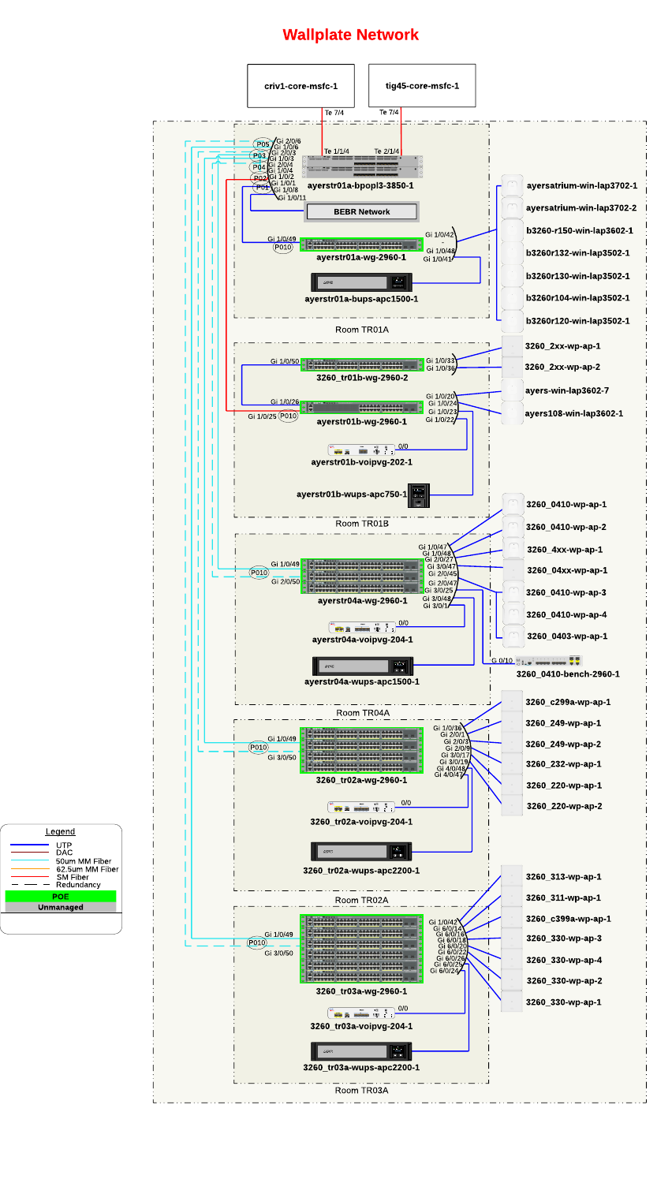# Wallplate Network

criv1-core-msfc-1

tig45-core-msfc-1

Te 7/4

Te 7/4

Te 1/1/4

Te 2/1/4

ayerstr01a-bpopl3-3850-1

P05 Gi 2/0/6
Gi 1/0/6
P03 Gi 2/0/3
Gi 1/0/3
P04 Gi 2/0/4
Gi 1/0/4
P02 Gi 1/0/2
Gi 1/0/1
P01 Gi 1/0/8
Gi 1/0/11

BEBR Network

Gi 1/0/49
P010

ayerstr01a-wg-2960-1

Gi 1/0/42
Gi 1/0/48
Gi 1/0/41

ayerstr01a-bups-apc1500-1

ayersatrium-win-lap3702-1

ayersatrium-win-lap3702-2

b3260-r150-win-lap3602-1

b3260r132-win-lap3502-1

b3260r130-win-lap3502-1

b3260r104-win-lap3502-1

b3260r120-win-lap3502-1

Room TR01A

Gi 1/0/50

3260_tr01b-wg-2960-2

Gi 1/0/33
Gi 1/0/36

3260_2xx-wp-ap-1

3260_2xx-wp-ap-2

Gi 1/0/26
Gi 1/0/25 P010

ayerstr01b-wg-2960-1

Gi 1/0/20
Gi 1/0/24
Gi 1/0/23
Gi 1/0/22

ayers-win-lap3602-7

ayers108-win-lap3602-1

0/0

ayerstr01b-voipvg-202-1

ayerstr01b-wups-apc750-1

Room TR01B

P010 Gi 1/0/49
Gi 2/0/50

ayerstr04a-wg-2960-1

Gi 1/0/47
Gi 1/0/48
Gi 2/0/27
Gi 3/0/47
Gi 2/0/45
Gi 2/0/47
Gi 3/0/25
Gi 3/0/48
Gi 3/0/1

3260_0410-wp-ap-1

3260_0410-wp-ap-2

3260_4xx-wp-ap-1

3260_04xx-wp-ap-1

3260_0410-wp-ap-3

3260_0410-wp-ap-4

3260_0403-wp-ap-1

0/0

ayerstr04a-voipvg-204-1

G 0/10

3260_0410-bench-2960-1

ayerstr04a-wups-apc1500-1

Room TR04A

Gi 1/0/49
P010
Gi 3/0/50

3260_tr02a-wg-2960-1

Gi 1/0/36
Gi 2/0/1
Gi 2/0/3
Gi 2/0/9
Gi 3/0/17
Gi 3/0/19
Gi 4/0/48
Gi 4/0/47

3260_c299a-wp-ap-1

3260_249-wp-ap-1

3260_249-wp-ap-2

3260_232-wp-ap-1

3260_220-wp-ap-1

3260_220-wp-ap-2

0/0

3260_tr02a-voipvg-204-1

3260_tr02a-wups-apc2200-1

Room TR02A

Gi 1/0/49
P010
Gi 3/0/50

3260_tr03a-wg-2960-1

Gi 1/0/42
Gi 6/0/14
Gi 6/0/16
Gi 6/0/18
Gi 6/0/20
Gi 6/0/22
Gi 6/0/26
Gi 6/0/25
Gi 6/0/24

3260_313-wp-ap-1

3260_311-wp-ap-1

3260_c399a-wp-ap-1

3260_330-wp-ap-3

3260_330-wp-ap-4

3260_330-wp-ap-2

3260_330-wp-ap-1

0/0

3260_tr03a-voipvg-204-1

3260_tr03a-wups-apc2200-1

Room TR03A

**Legend**

- UTP
- DAC
- 50um MM Fiber
- 62.5um MM Fiber
- SM Fiber
- Redundancy
- POE
- Unmanaged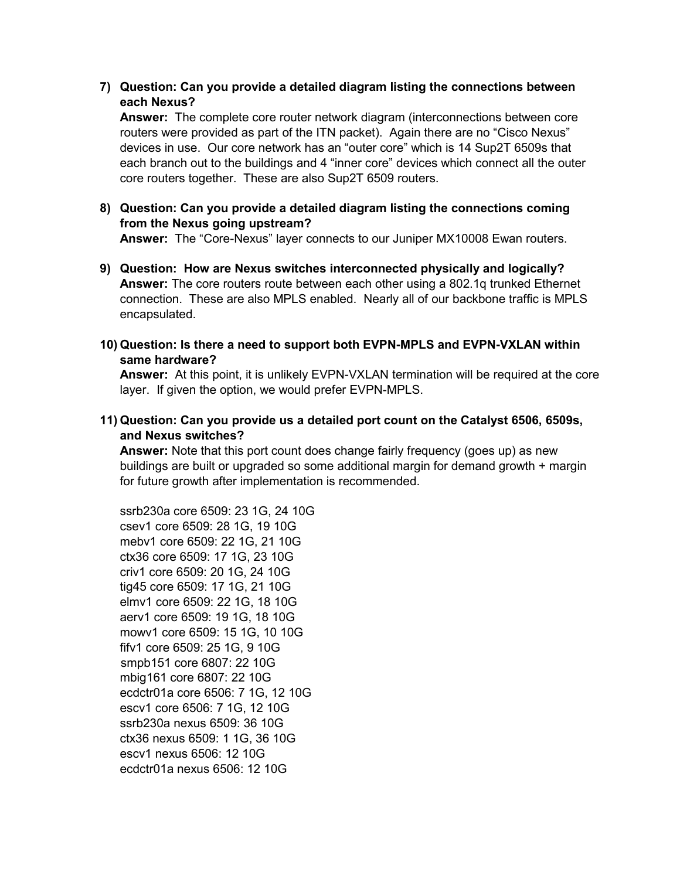7) **Question: Can you provide a detailed diagram listing the connections between each Nexus?**
   **Answer:** The complete core router network diagram (interconnections between core routers were provided as part of the ITN packet). Again there are no "Cisco Nexus" devices in use. Our core network has an "outer core" which is 14 Sup2T 6509s that each branch out to the buildings and 4 "inner core" devices which connect all the outer core routers together. These are also Sup2T 6509 routers.

8) **Question: Can you provide a detailed diagram listing the connections coming from the Nexus going upstream?**
   **Answer:** The "Core-Nexus" layer connects to our Juniper MX10008 Ewan routers.

9) **Question: How are Nexus switches interconnected physically and logically?**
   **Answer:** The core routers route between each other using a 802.1q trunked Ethernet connection. These are also MPLS enabled. Nearly all of our backbone traffic is MPLS encapsulated.

10) **Question: Is there a need to support both EVPN-MPLS and EVPN-VXLAN within same hardware?**
    **Answer:** At this point, it is unlikely EVPN-VXLAN termination will be required at the core layer. If given the option, we would prefer EVPN-MPLS.

11) **Question: Can you provide us a detailed port count on the Catalyst 6506, 6509s, and Nexus switches?**
    **Answer:** Note that this port count does change fairly frequency (goes up) as new buildings are built or upgraded so some additional margin for demand growth + margin for future growth after implementation is recommended.

    ssrb230a core 6509: 23 1G, 24 10G
    csev1 core 6509: 28 1G, 19 10G
    mebv1 core 6509: 22 1G, 21 10G
    ctx36 core 6509: 17 1G, 23 10G
    criv1 core 6509: 20 1G, 24 10G
    tig45 core 6509: 17 1G, 21 10G
    elmv1 core 6509: 22 1G, 18 10G
    aerv1 core 6509: 19 1G, 18 10G
    mowv1 core 6509: 15 1G, 10 10G
    fifv1 core 6509: 25 1G, 9 10G
    smpb151 core 6807: 22 10G
    mbig161 core 6807: 22 10G
    ecdctr01a core 6506: 7 1G, 12 10G
    escv1 core 6506: 7 1G, 12 10G
    ssrb230a nexus 6509: 36 10G
    ctx36 nexus 6509: 1 1G, 36 10G
    escv1 nexus 6506: 12 10G
    ecdctr01a nexus 6506: 12 10G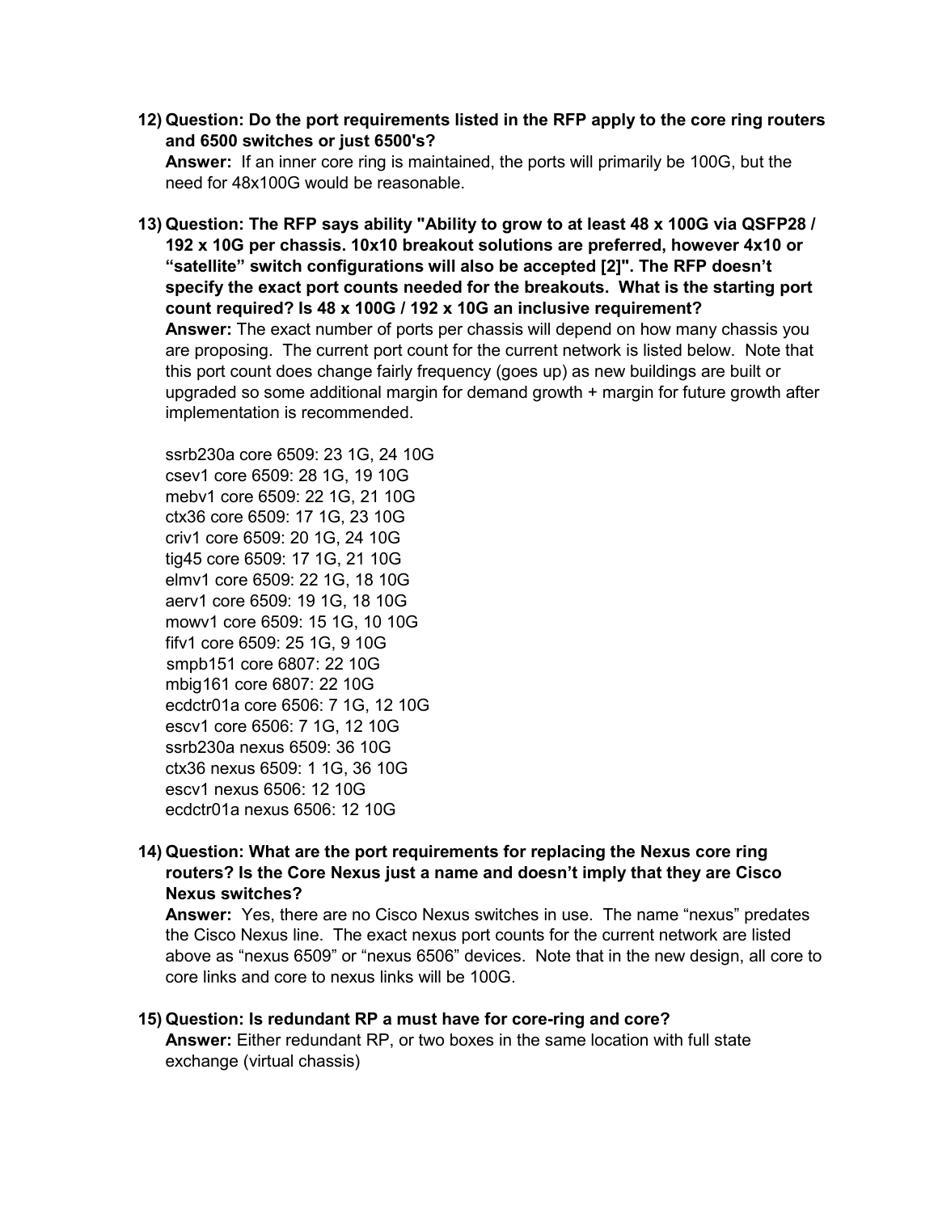12) **Question: Do the port requirements listed in the RFP apply to the core ring routers and 6500 switches or just 6500's?**
**Answer:** If an inner core ring is maintained, the ports will primarily be 100G, but the need for 48x100G would be reasonable.

13) **Question: The RFP says ability "Ability to grow to at least 48 x 100G via QSFP28 / 192 x 10G per chassis. 10x10 breakout solutions are preferred, however 4x10 or "satellite" switch configurations will also be accepted [2]". The RFP doesn't specify the exact port counts needed for the breakouts. What is the starting port count required? Is 48 x 100G / 192 x 10G an inclusive requirement?**
**Answer:** The exact number of ports per chassis will depend on how many chassis you are proposing. The current port count for the current network is listed below. Note that this port count does change fairly frequency (goes up) as new buildings are built or upgraded so some additional margin for demand growth + margin for future growth after implementation is recommended.

    ssrb230a core 6509: 23 1G, 24 10G
    csev1 core 6509: 28 1G, 19 10G
    mebv1 core 6509: 22 1G, 21 10G
    ctx36 core 6509: 17 1G, 23 10G
    criv1 core 6509: 20 1G, 24 10G
    tig45 core 6509: 17 1G, 21 10G
    elmv1 core 6509: 22 1G, 18 10G
    aerv1 core 6509: 19 1G, 18 10G
    mowv1 core 6509: 15 1G, 10 10G
    fifv1 core 6509: 25 1G, 9 10G
    smpb151 core 6807: 22 10G
    mbig161 core 6807: 22 10G
    ecdctr01a core 6506: 7 1G, 12 10G
    escv1 core 6506: 7 1G, 12 10G
    ssrb230a nexus 6509: 36 10G
    ctx36 nexus 6509: 1 1G, 36 10G
    escv1 nexus 6506: 12 10G
    ecdctr01a nexus 6506: 12 10G

14) **Question: What are the port requirements for replacing the Nexus core ring routers? Is the Core Nexus just a name and doesn't imply that they are Cisco Nexus switches?**
**Answer:** Yes, there are no Cisco Nexus switches in use. The name "nexus" predates the Cisco Nexus line. The exact nexus port counts for the current network are listed above as "nexus 6509" or "nexus 6506" devices. Note that in the new design, all core to core links and core to nexus links will be 100G.

15) **Question: Is redundant RP a must have for core-ring and core?**
**Answer:** Either redundant RP, or two boxes in the same location with full state exchange (virtual chassis)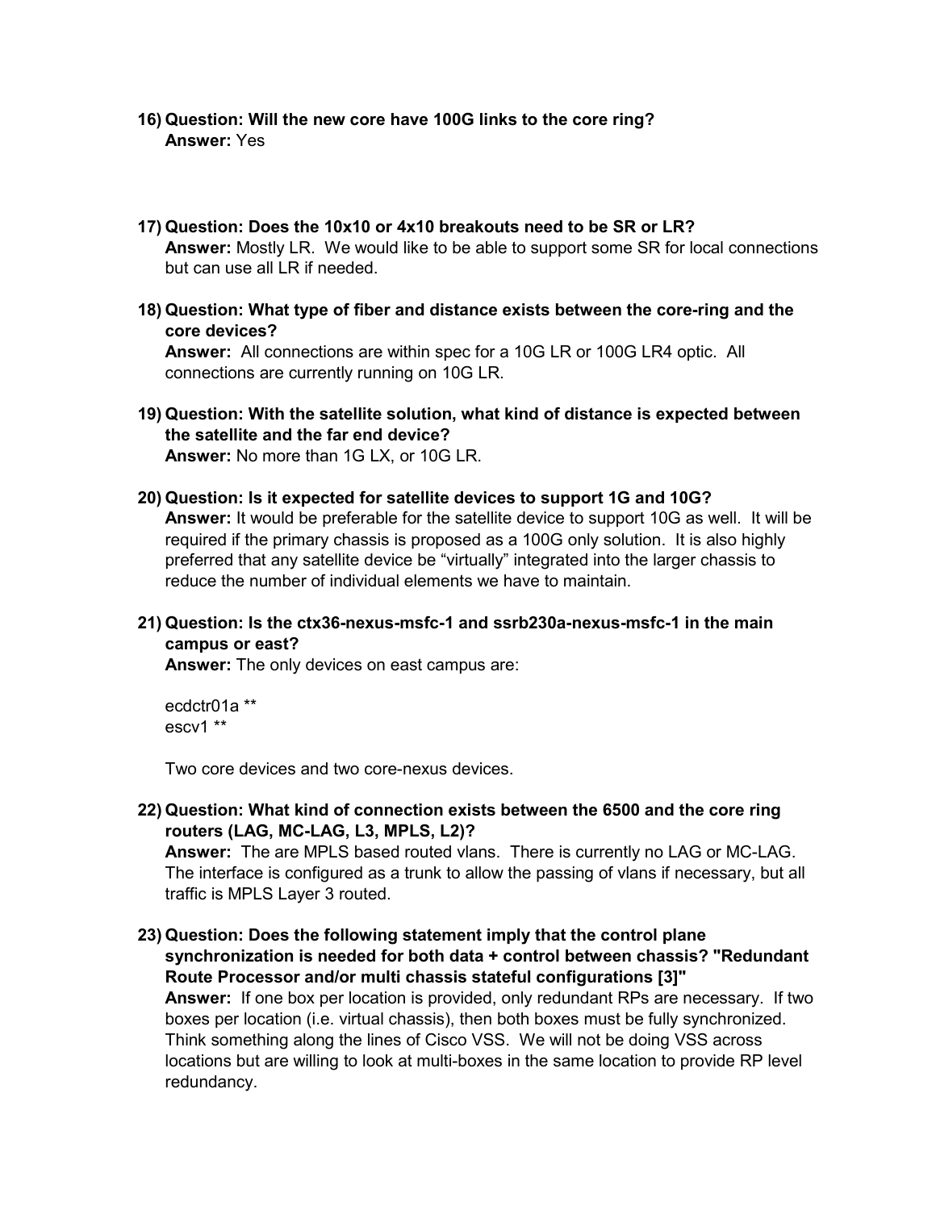16) **Question: Will the new core have 100G links to the core ring?**
**Answer:** Yes

17) **Question: Does the 10x10 or 4x10 breakouts need to be SR or LR?**
**Answer:** Mostly LR. We would like to be able to support some SR for local connections but can use all LR if needed.

18) **Question: What type of fiber and distance exists between the core-ring and the core devices?**
**Answer:** All connections are within spec for a 10G LR or 100G LR4 optic. All connections are currently running on 10G LR.

19) **Question: With the satellite solution, what kind of distance is expected between the satellite and the far end device?**
**Answer:** No more than 1G LX, or 10G LR.

20) **Question: Is it expected for satellite devices to support 1G and 10G?**
**Answer:** It would be preferable for the satellite device to support 10G as well. It will be required if the primary chassis is proposed as a 100G only solution. It is also highly preferred that any satellite device be "virtually" integrated into the larger chassis to reduce the number of individual elements we have to maintain.

21) **Question: Is the ctx36-nexus-msfc-1 and ssrb230a-nexus-msfc-1 in the main campus or east?**
**Answer:** The only devices on east campus are:

ecdctr01a **
escv1 **

Two core devices and two core-nexus devices.

22) **Question: What kind of connection exists between the 6500 and the core ring routers (LAG, MC-LAG, L3, MPLS, L2)?**
**Answer:** The are MPLS based routed vlans. There is currently no LAG or MC-LAG. The interface is configured as a trunk to allow the passing of vlans if necessary, but all traffic is MPLS Layer 3 routed.

23) **Question: Does the following statement imply that the control plane synchronization is needed for both data + control between chassis? "Redundant Route Processor and/or multi chassis stateful configurations [3]"**
**Answer:** If one box per location is provided, only redundant RPs are necessary. If two boxes per location (i.e. virtual chassis), then both boxes must be fully synchronized. Think something along the lines of Cisco VSS. We will not be doing VSS across locations but are willing to look at multi-boxes in the same location to provide RP level redundancy.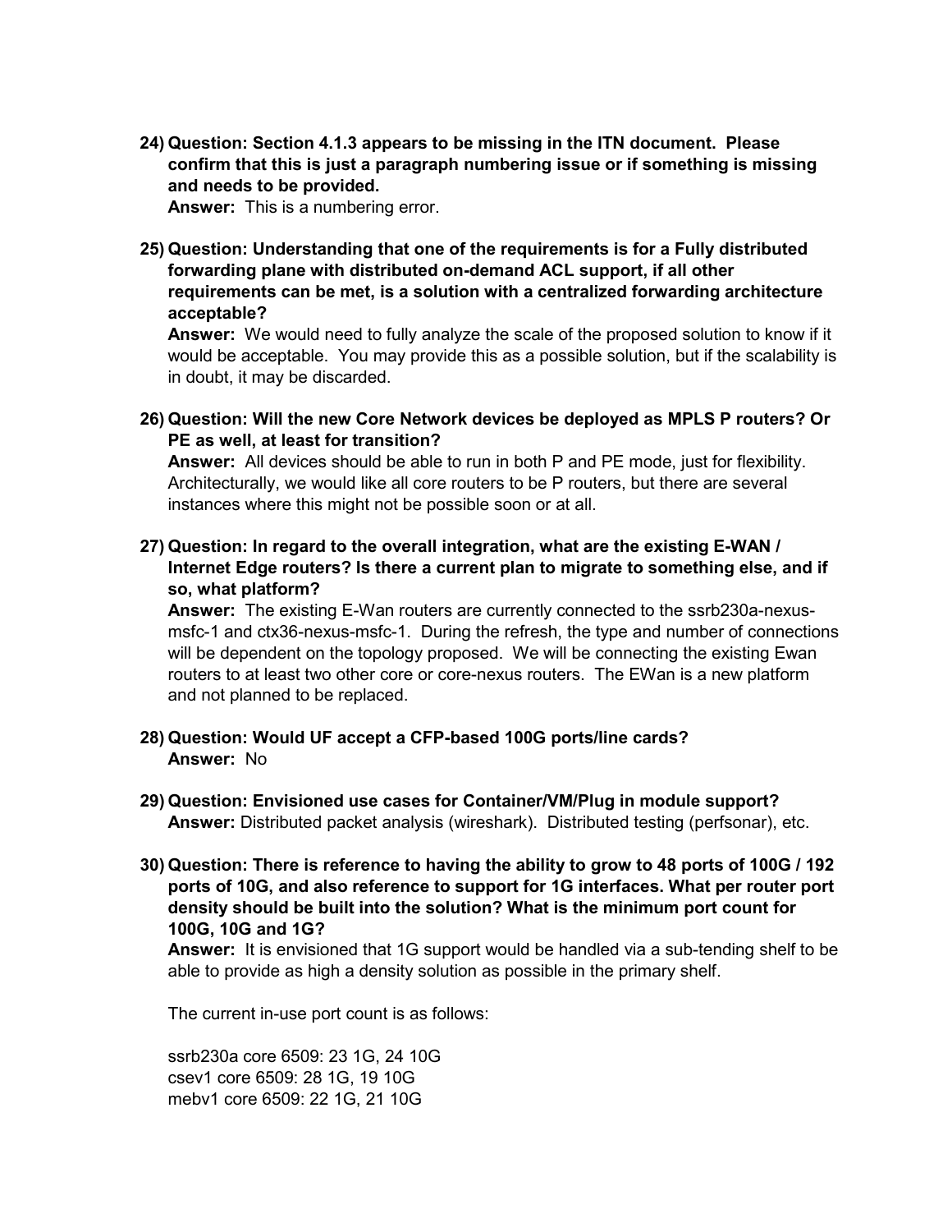24) **Question: Section 4.1.3 appears to be missing in the ITN document. Please confirm that this is just a paragraph numbering issue or if something is missing and needs to be provided.**
**Answer:** This is a numbering error.

25) **Question: Understanding that one of the requirements is for a Fully distributed forwarding plane with distributed on-demand ACL support, if all other requirements can be met, is a solution with a centralized forwarding architecture acceptable?**
**Answer:** We would need to fully analyze the scale of the proposed solution to know if it would be acceptable. You may provide this as a possible solution, but if the scalability is in doubt, it may be discarded.

26) **Question: Will the new Core Network devices be deployed as MPLS P routers? Or PE as well, at least for transition?**
**Answer:** All devices should be able to run in both P and PE mode, just for flexibility. Architecturally, we would like all core routers to be P routers, but there are several instances where this might not be possible soon or at all.

27) **Question: In regard to the overall integration, what are the existing E-WAN / Internet Edge routers? Is there a current plan to migrate to something else, and if so, what platform?**
**Answer:** The existing E-Wan routers are currently connected to the ssrb230a-nexus-msfc-1 and ctx36-nexus-msfc-1. During the refresh, the type and number of connections will be dependent on the topology proposed. We will be connecting the existing Ewan routers to at least two other core or core-nexus routers. The EWan is a new platform and not planned to be replaced.

28) **Question: Would UF accept a CFP-based 100G ports/line cards?**
**Answer:** No

29) **Question: Envisioned use cases for Container/VM/Plug in module support?**
**Answer:** Distributed packet analysis (wireshark). Distributed testing (perfsonar), etc.

30) **Question: There is reference to having the ability to grow to 48 ports of 100G / 192 ports of 10G, and also reference to support for 1G interfaces. What per router port density should be built into the solution? What is the minimum port count for 100G, 10G and 1G?**
**Answer:** It is envisioned that 1G support would be handled via a sub-tending shelf to be able to provide as high a density solution as possible in the primary shelf.

The current in-use port count is as follows:

ssrb230a core 6509: 23 1G, 24 10G
csev1 core 6509: 28 1G, 19 10G
mebv1 core 6509: 22 1G, 21 10G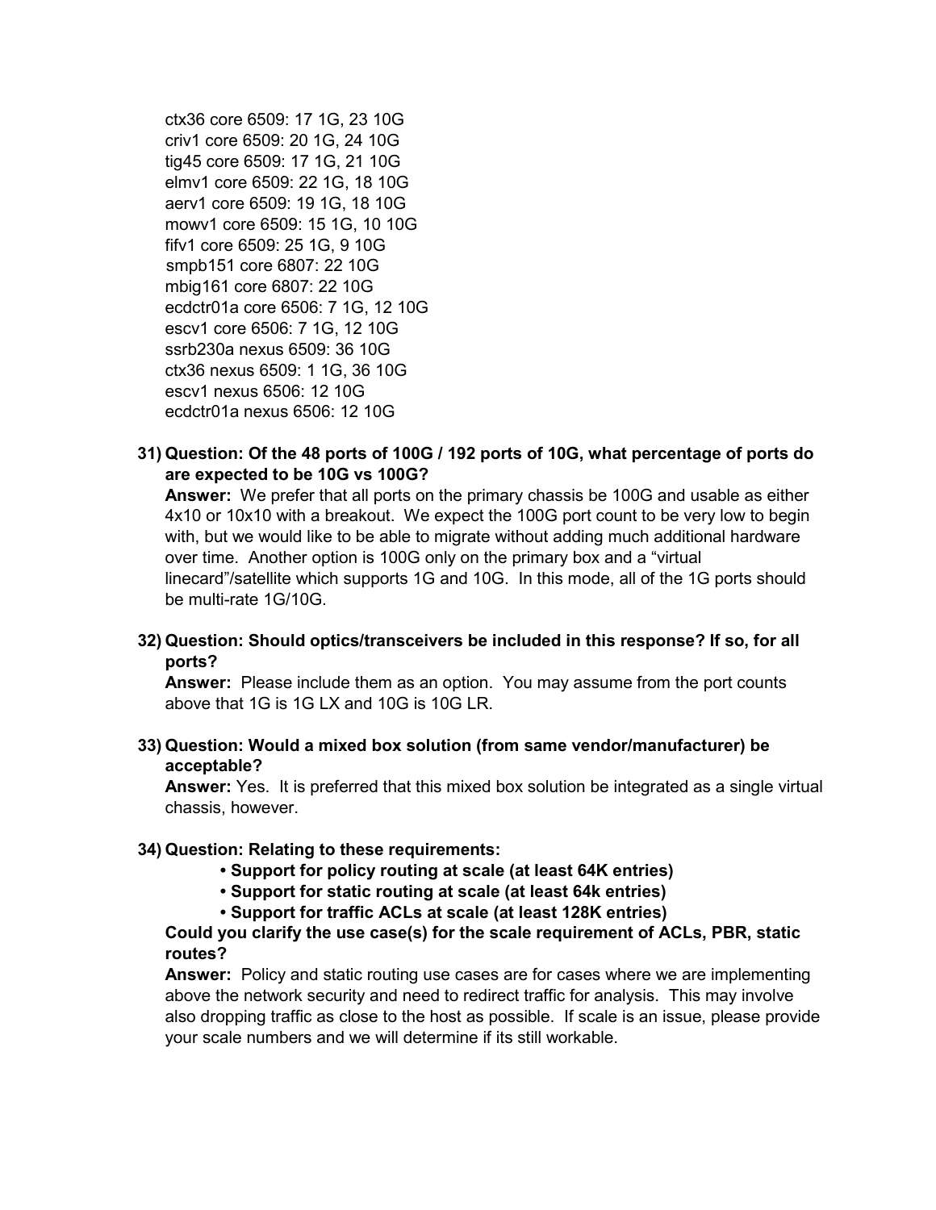ctx36 core 6509: 17 1G, 23 10G
criv1 core 6509: 20 1G, 24 10G
tig45 core 6509: 17 1G, 21 10G
elmv1 core 6509: 22 1G, 18 10G
aerv1 core 6509: 19 1G, 18 10G
mowv1 core 6509: 15 1G, 10 10G
fifv1 core 6509: 25 1G, 9 10G
smpb151 core 6807: 22 10G
mbig161 core 6807: 22 10G
ecdctr01a core 6506: 7 1G, 12 10G
escv1 core 6506: 7 1G, 12 10G
ssrb230a nexus 6509: 36 10G
ctx36 nexus 6509: 1 1G, 36 10G
escv1 nexus 6506: 12 10G
ecdctr01a nexus 6506: 12 10G

31) **Question: Of the 48 ports of 100G / 192 ports of 10G, what percentage of ports do are expected to be 10G vs 100G?**
**Answer:** We prefer that all ports on the primary chassis be 100G and usable as either 4x10 or 10x10 with a breakout. We expect the 100G port count to be very low to begin with, but we would like to be able to migrate without adding much additional hardware over time. Another option is 100G only on the primary box and a "virtual linecard"/satellite which supports 1G and 10G. In this mode, all of the 1G ports should be multi-rate 1G/10G.

32) **Question: Should optics/transceivers be included in this response? If so, for all ports?**
**Answer:** Please include them as an option. You may assume from the port counts above that 1G is 1G LX and 10G is 10G LR.

33) **Question: Would a mixed box solution (from same vendor/manufacturer) be acceptable?**
**Answer:** Yes. It is preferred that this mixed box solution be integrated as a single virtual chassis, however.

34) **Question: Relating to these requirements:**
   - **Support for policy routing at scale (at least 64K entries)**
   - **Support for static routing at scale (at least 64k entries)**
   - **Support for traffic ACLs at scale (at least 128K entries)**

**Could you clarify the use case(s) for the scale requirement of ACLs, PBR, static routes?**
**Answer:** Policy and static routing use cases are for cases where we are implementing above the network security and need to redirect traffic for analysis. This may involve also dropping traffic as close to the host as possible. If scale is an issue, please provide your scale numbers and we will determine if its still workable.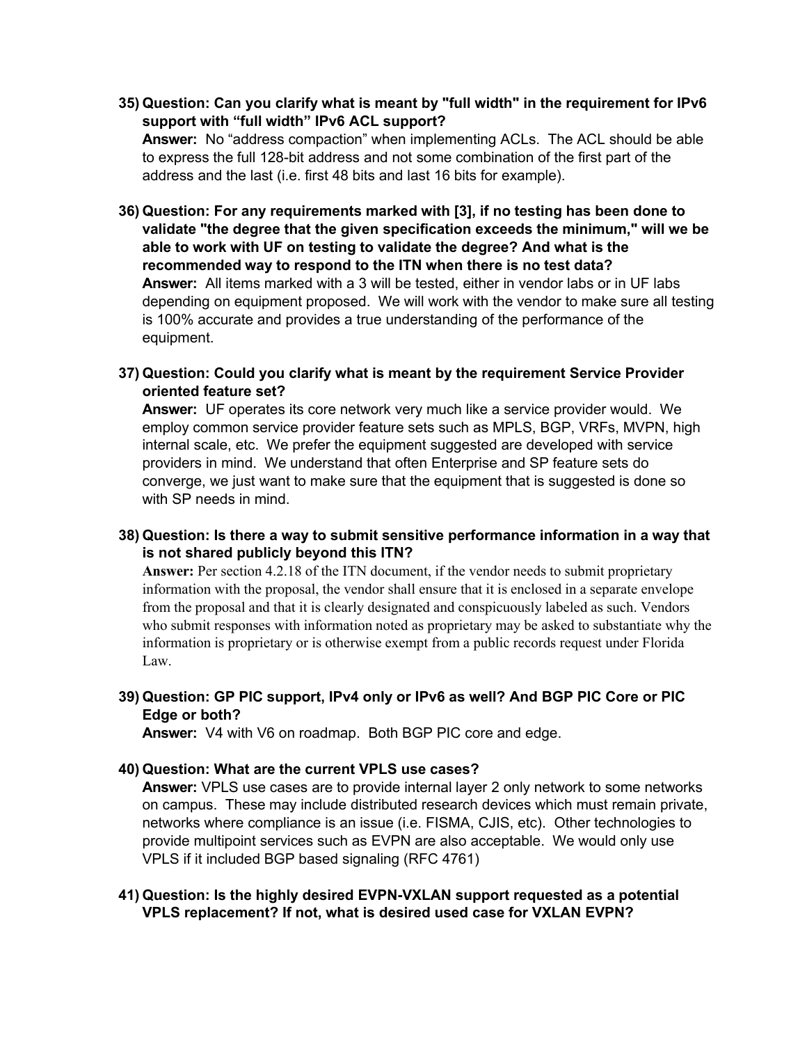35) **Question: Can you clarify what is meant by "full width" in the requirement for IPv6 support with "full width" IPv6 ACL support?**
**Answer:** No "address compaction" when implementing ACLs. The ACL should be able to express the full 128-bit address and not some combination of the first part of the address and the last (i.e. first 48 bits and last 16 bits for example).

36) **Question: For any requirements marked with [3], if no testing has been done to validate "the degree that the given specification exceeds the minimum," will we be able to work with UF on testing to validate the degree? And what is the recommended way to respond to the ITN when there is no test data?**
**Answer:** All items marked with a 3 will be tested, either in vendor labs or in UF labs depending on equipment proposed. We will work with the vendor to make sure all testing is 100% accurate and provides a true understanding of the performance of the equipment.

37) **Question: Could you clarify what is meant by the requirement Service Provider oriented feature set?**
**Answer:** UF operates its core network very much like a service provider would. We employ common service provider feature sets such as MPLS, BGP, VRFs, MVPN, high internal scale, etc. We prefer the equipment suggested are developed with service providers in mind. We understand that often Enterprise and SP feature sets do converge, we just want to make sure that the equipment that is suggested is done so with SP needs in mind.

38) **Question: Is there a way to submit sensitive performance information in a way that is not shared publicly beyond this ITN?**
**Answer:** Per section 4.2.18 of the ITN document, if the vendor needs to submit proprietary information with the proposal, the vendor shall ensure that it is enclosed in a separate envelope from the proposal and that it is clearly designated and conspicuously labeled as such. Vendors who submit responses with information noted as proprietary may be asked to substantiate why the information is proprietary or is otherwise exempt from a public records request under Florida Law.

39) **Question: GP PIC support, IPv4 only or IPv6 as well? And BGP PIC Core or PIC Edge or both?**
**Answer:** V4 with V6 on roadmap. Both BGP PIC core and edge.

40) **Question: What are the current VPLS use cases?**
**Answer:** VPLS use cases are to provide internal layer 2 only network to some networks on campus. These may include distributed research devices which must remain private, networks where compliance is an issue (i.e. FISMA, CJIS, etc). Other technologies to provide multipoint services such as EVPN are also acceptable. We would only use VPLS if it included BGP based signaling (RFC 4761)

41) **Question: Is the highly desired EVPN-VXLAN support requested as a potential VPLS replacement? If not, what is desired used case for VXLAN EVPN?**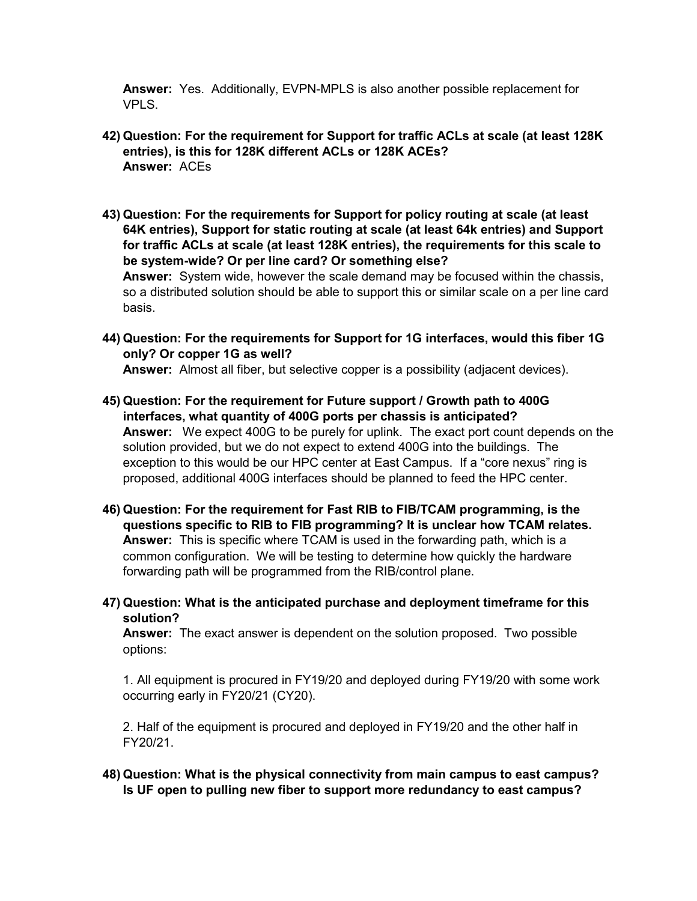**Answer:** Yes. Additionally, EVPN-MPLS is also another possible replacement for VPLS.

42) **Question: For the requirement for Support for traffic ACLs at scale (at least 128K entries), is this for 128K different ACLs or 128K ACEs?**
**Answer:** ACEs

43) **Question: For the requirements for Support for policy routing at scale (at least 64K entries), Support for static routing at scale (at least 64k entries) and Support for traffic ACLs at scale (at least 128K entries), the requirements for this scale to be system-wide? Or per line card? Or something else?**
**Answer:** System wide, however the scale demand may be focused within the chassis, so a distributed solution should be able to support this or similar scale on a per line card basis.

44) **Question: For the requirements for Support for 1G interfaces, would this fiber 1G only? Or copper 1G as well?**
**Answer:** Almost all fiber, but selective copper is a possibility (adjacent devices).

45) **Question: For the requirement for Future support / Growth path to 400G interfaces, what quantity of 400G ports per chassis is anticipated?**
**Answer:** We expect 400G to be purely for uplink. The exact port count depends on the solution provided, but we do not expect to extend 400G into the buildings. The exception to this would be our HPC center at East Campus. If a "core nexus" ring is proposed, additional 400G interfaces should be planned to feed the HPC center.

46) **Question: For the requirement for Fast RIB to FIB/TCAM programming, is the questions specific to RIB to FIB programming? It is unclear how TCAM relates.**
**Answer:** This is specific where TCAM is used in the forwarding path, which is a common configuration. We will be testing to determine how quickly the hardware forwarding path will be programmed from the RIB/control plane.

47) **Question: What is the anticipated purchase and deployment timeframe for this solution?**
**Answer:** The exact answer is dependent on the solution proposed. Two possible options:

1. All equipment is procured in FY19/20 and deployed during FY19/20 with some work occurring early in FY20/21 (CY20).

2. Half of the equipment is procured and deployed in FY19/20 and the other half in FY20/21.

48) **Question: What is the physical connectivity from main campus to east campus? Is UF open to pulling new fiber to support more redundancy to east campus?**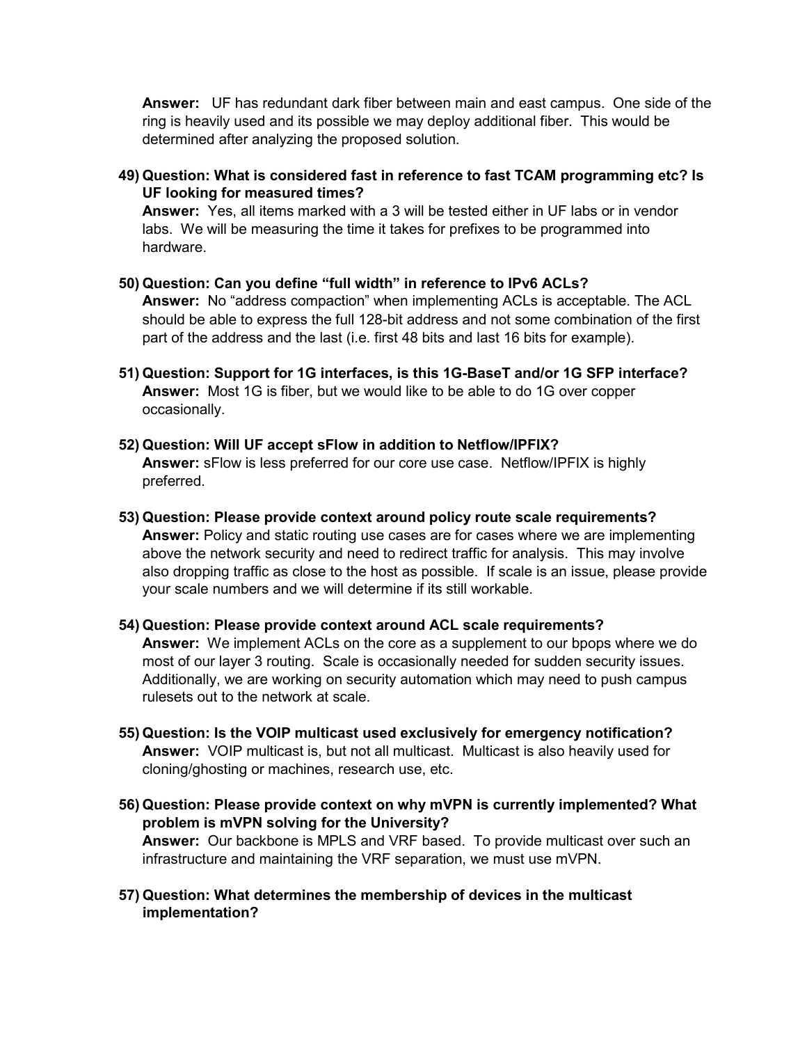**Answer:** UF has redundant dark fiber between main and east campus. One side of the ring is heavily used and its possible we may deploy additional fiber. This would be determined after analyzing the proposed solution.

49) **Question: What is considered fast in reference to fast TCAM programming etc? Is UF looking for measured times?**
**Answer:** Yes, all items marked with a 3 will be tested either in UF labs or in vendor labs. We will be measuring the time it takes for prefixes to be programmed into hardware.

50) **Question: Can you define "full width" in reference to IPv6 ACLs?**
**Answer:** No "address compaction" when implementing ACLs is acceptable. The ACL should be able to express the full 128-bit address and not some combination of the first part of the address and the last (i.e. first 48 bits and last 16 bits for example).

51) **Question: Support for 1G interfaces, is this 1G-BaseT and/or 1G SFP interface?**
**Answer:** Most 1G is fiber, but we would like to be able to do 1G over copper occasionally.

52) **Question: Will UF accept sFlow in addition to Netflow/IPFIX?**
**Answer:** sFlow is less preferred for our core use case. Netflow/IPFIX is highly preferred.

53) **Question: Please provide context around policy route scale requirements?**
**Answer:** Policy and static routing use cases are for cases where we are implementing above the network security and need to redirect traffic for analysis. This may involve also dropping traffic as close to the host as possible. If scale is an issue, please provide your scale numbers and we will determine if its still workable.

54) **Question: Please provide context around ACL scale requirements?**
**Answer:** We implement ACLs on the core as a supplement to our bpops where we do most of our layer 3 routing. Scale is occasionally needed for sudden security issues. Additionally, we are working on security automation which may need to push campus rulesets out to the network at scale.

55) **Question: Is the VOIP multicast used exclusively for emergency notification?**
**Answer:** VOIP multicast is, but not all multicast. Multicast is also heavily used for cloning/ghosting or machines, research use, etc.

56) **Question: Please provide context on why mVPN is currently implemented? What problem is mVPN solving for the University?**
**Answer:** Our backbone is MPLS and VRF based. To provide multicast over such an infrastructure and maintaining the VRF separation, we must use mVPN.

57) **Question: What determines the membership of devices in the multicast implementation?**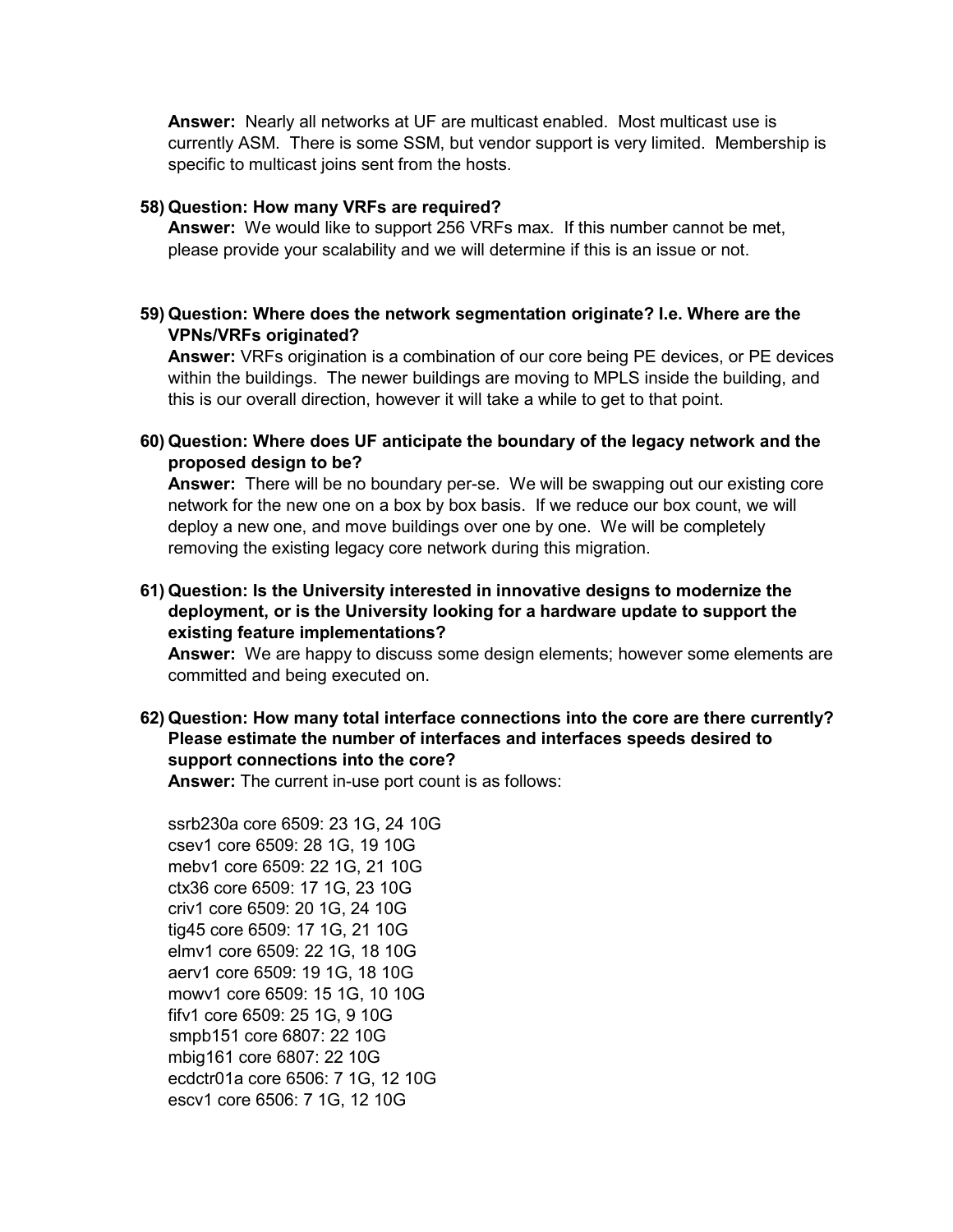**Answer:** Nearly all networks at UF are multicast enabled. Most multicast use is currently ASM. There is some SSM, but vendor support is very limited. Membership is specific to multicast joins sent from the hosts.

58) **Question: How many VRFs are required?**
**Answer:** We would like to support 256 VRFs max. If this number cannot be met, please provide your scalability and we will determine if this is an issue or not.

59) **Question: Where does the network segmentation originate? I.e. Where are the VPNs/VRFs originated?**
**Answer:** VRFs origination is a combination of our core being PE devices, or PE devices within the buildings. The newer buildings are moving to MPLS inside the building, and this is our overall direction, however it will take a while to get to that point.

60) **Question: Where does UF anticipate the boundary of the legacy network and the proposed design to be?**
**Answer:** There will be no boundary per-se. We will be swapping out our existing core network for the new one on a box by box basis. If we reduce our box count, we will deploy a new one, and move buildings over one by one. We will be completely removing the existing legacy core network during this migration.

61) **Question: Is the University interested in innovative designs to modernize the deployment, or is the University looking for a hardware update to support the existing feature implementations?**
**Answer:** We are happy to discuss some design elements; however some elements are committed and being executed on.

62) **Question: How many total interface connections into the core are there currently? Please estimate the number of interfaces and interfaces speeds desired to support connections into the core?**
**Answer:** The current in-use port count is as follows:

ssrb230a core 6509: 23 1G, 24 10G
csev1 core 6509: 28 1G, 19 10G
mebv1 core 6509: 22 1G, 21 10G
ctx36 core 6509: 17 1G, 23 10G
criv1 core 6509: 20 1G, 24 10G
tig45 core 6509: 17 1G, 21 10G
elmv1 core 6509: 22 1G, 18 10G
aerv1 core 6509: 19 1G, 18 10G
mowv1 core 6509: 15 1G, 10 10G
fifv1 core 6509: 25 1G, 9 10G
smpb151 core 6807: 22 10G
mbig161 core 6807: 22 10G
ecdctr01a core 6506: 7 1G, 12 10G
escv1 core 6506: 7 1G, 12 10G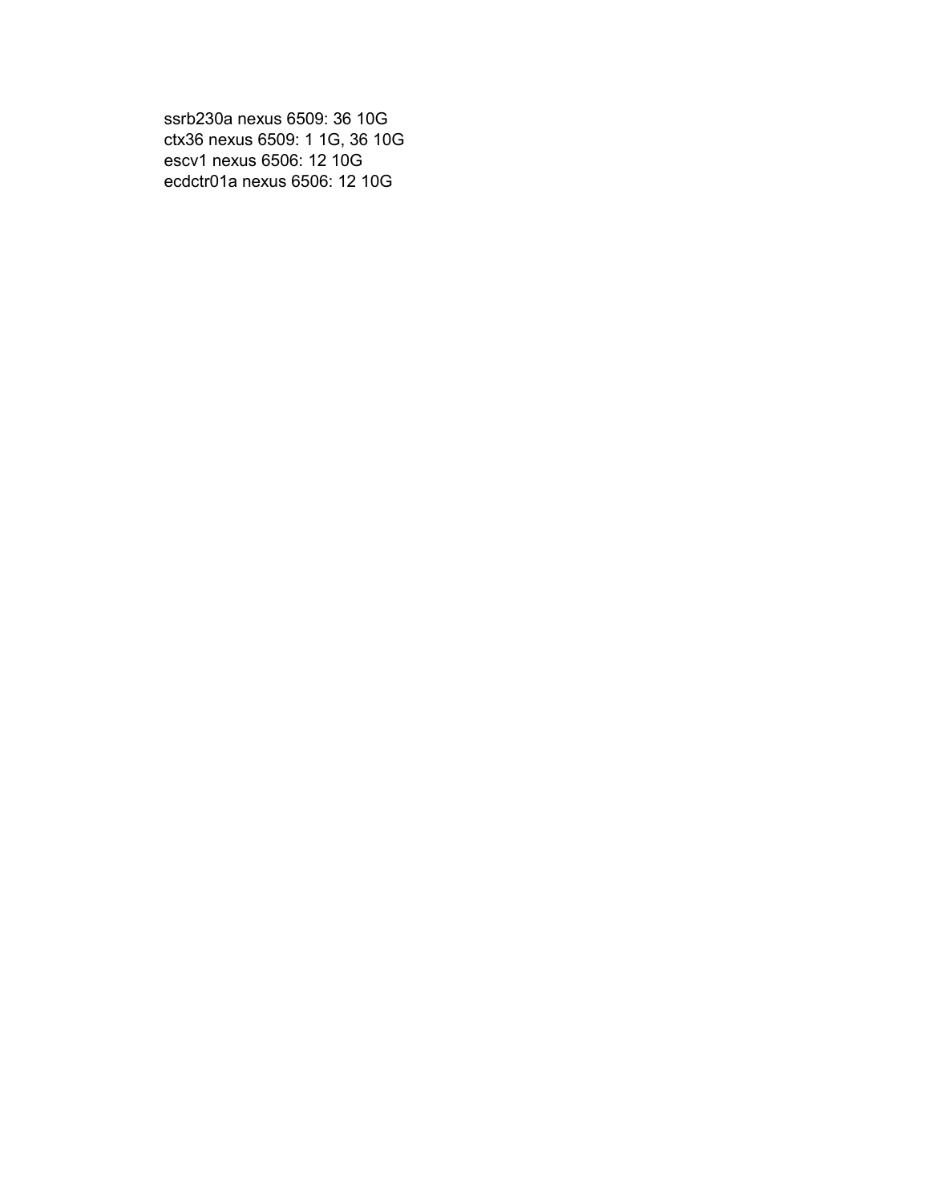ssrb230a nexus 6509: 36 10G
ctx36 nexus 6509: 1 1G, 36 10G
escv1 nexus 6506: 12 10G
ecdctr01a nexus 6506: 12 10G